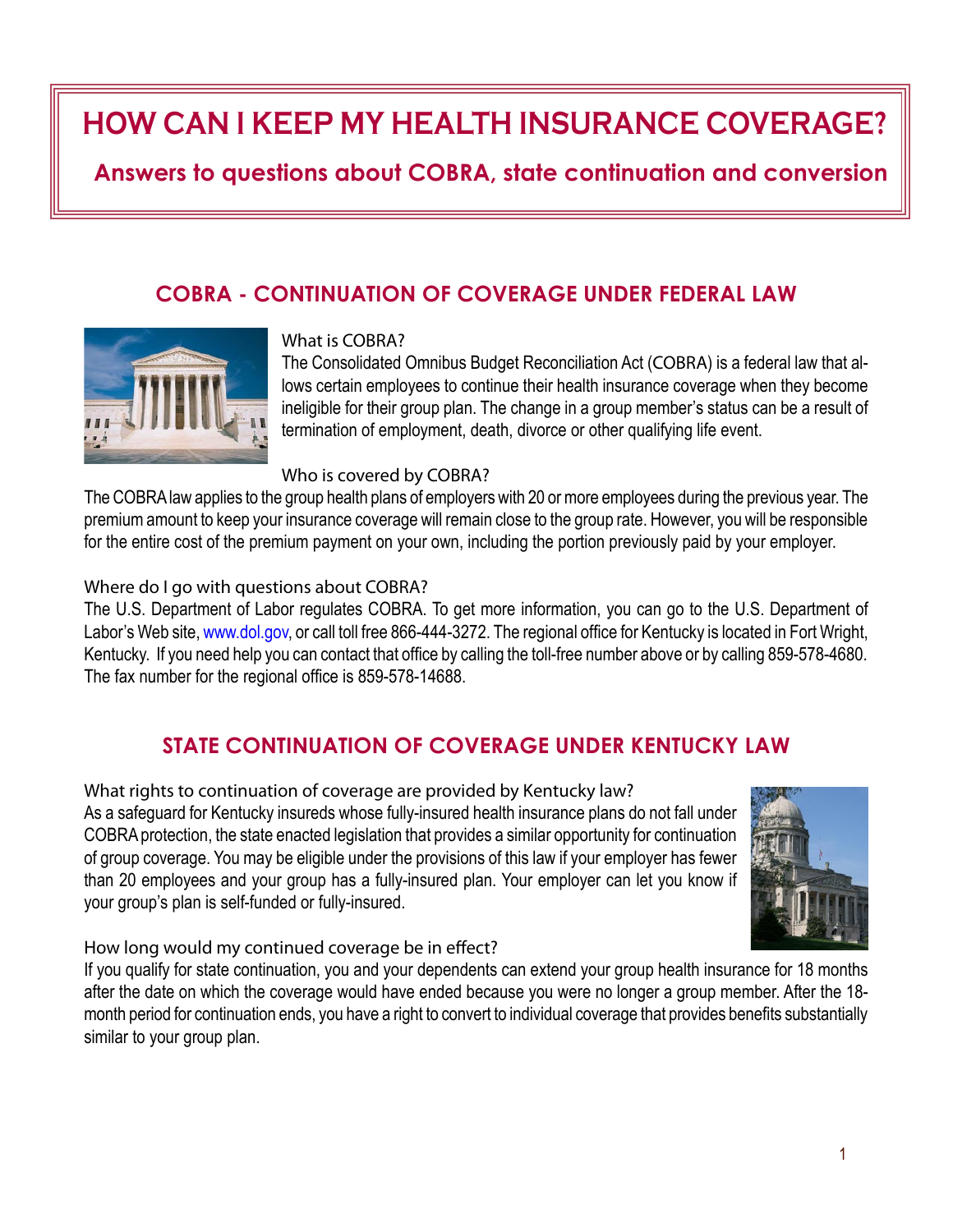# HOW CAN I KEEP MY HEALTH INSURANCE COVERAGE?

## Answers to questions about COBRA, state continuation and conversion

## COBRA - CONTINUATION OF COVERAGE UNDER FEDERAL LAW

### What is COBRA?

The Consolidated Omnibus Budget Reconciliation Act (COBRA) is a federal law that allows certain employees to continue their health insurance coverage when they become ineligible for their group plan. The change in a group member's status can be a result of termination of employment, death, divorce or other qualifying life event.

### Who is covered by COBRA?

The COBRA law applies to the group health plans of employers with 20 or more employees during the previous year. The premium amount to keep your insurance coverage will remain close to the group rate. However, you will be responsible for the entire cost of the premium payment on your own, including the portion previously paid by your employer.

### Where do I go with questions about COBRA?

The U.S. Department of Labor regulates COBRA. To get more information, you can go to the U.S. Department of Labor's Web site, www.dol.gov, or call toll free 866-444-3272. The regional office for Kentucky is located in Fort Wright, Kentucky. If you need help you can contact that office by calling the toll-free number above or by calling 859-578-4680. The fax number for the regional office is 859-578-14688.

## STATE CONTINUATION OF COVERAGE UNDER KENTUCKY LAW

### What rights to continuation of coverage are provided by Kentucky law?

As a safeguard for Kentucky insureds whose fully-insured health insurance plans do not fall under COBRA protection, the state enacted legislation that provides a similar opportunity for continuation of group coverage. You may be eligible under the provisions of this law if your employer has fewer than 20 employees and your group has a fully-insured plan. Your employer can let you know if your group's plan is self-funded or fully-insured.

### How long would my continued coverage be in effect?

If you qualify for state continuation, you and your dependents can extend your group health insurance for 18 months after the date on which the coverage would have ended because you were no longer a group member. After the 18-month period for continuation ends, you have a right to convert to individual coverage that provides benefits substantially similar to your group plan.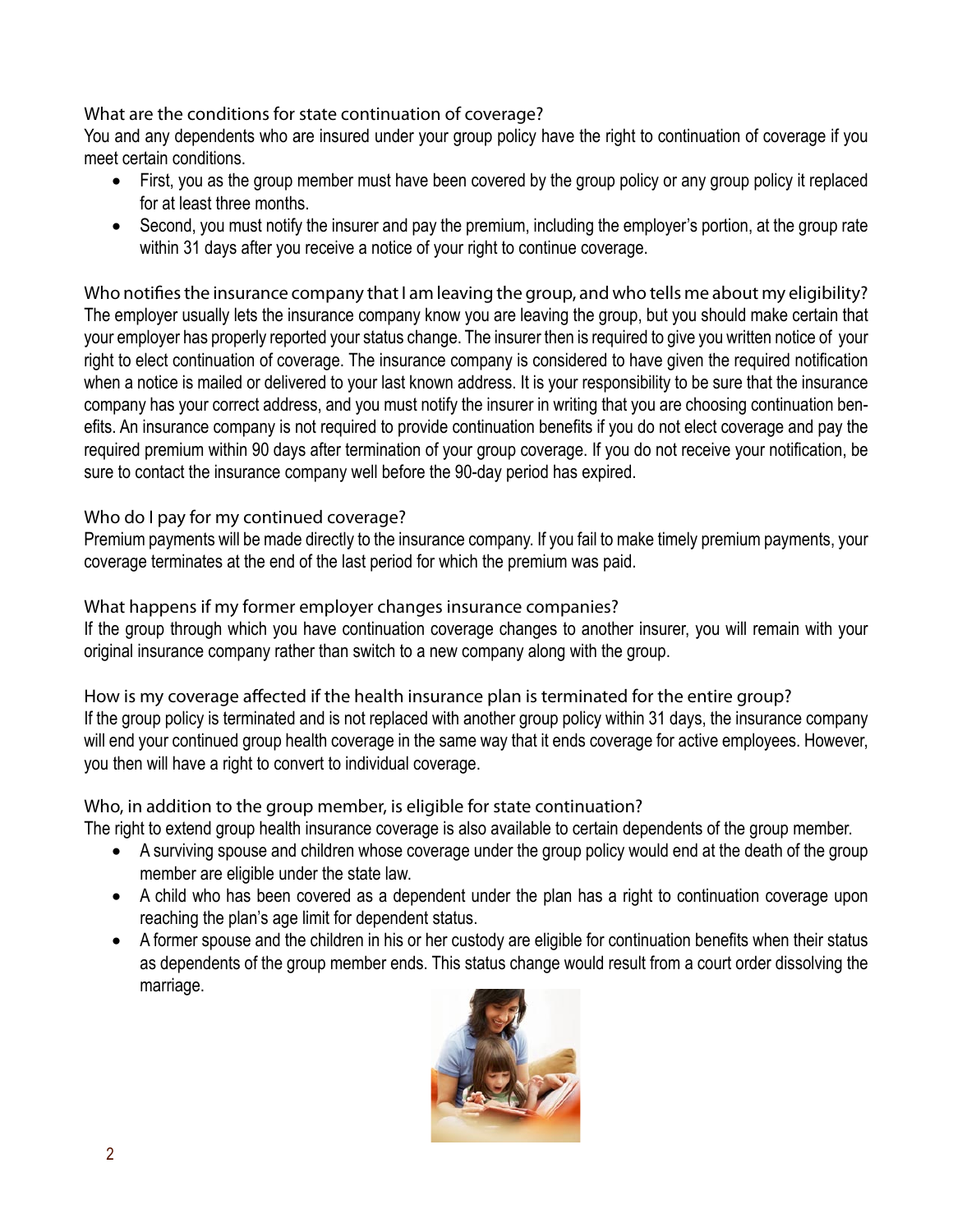### What are the conditions for state continuation of coverage?

You and any dependents who are insured under your group policy have the right to continuation of coverage if you meet certain conditions.

- First, you as the group member must have been covered by the group policy or any group policy it replaced for at least three months.
- Second, you must notify the insurer and pay the premium, including the employer's portion, at the group rate within 31 days after you receive a notice of your right to continue coverage.

### Who notifies the insurance company that I am leaving the group, and who tells me about my eligibility?

The employer usually lets the insurance company know you are leaving the group, but you should make certain that your employer has properly reported your status change. The insurer then is required to give you written notice of your right to elect continuation of coverage. The insurance company is considered to have given the required notification when a notice is mailed or delivered to your last known address. It is your responsibility to be sure that the insurance company has your correct address, and you must notify the insurer in writing that you are choosing continuation benefits. An insurance company is not required to provide continuation benefits if you do not elect coverage and pay the required premium within 90 days after termination of your group coverage. If you do not receive your notification, be sure to contact the insurance company well before the 90-day period has expired.

### Who do I pay for my continued coverage?

Premium payments will be made directly to the insurance company. If you fail to make timely premium payments, your coverage terminates at the end of the last period for which the premium was paid.

### What happens if my former employer changes insurance companies?

If the group through which you have continuation coverage changes to another insurer, you will remain with your original insurance company rather than switch to a new company along with the group.

### How is my coverage affected if the health insurance plan is terminated for the entire group?

If the group policy is terminated and is not replaced with another group policy within 31 days, the insurance company will end your continued group health coverage in the same way that it ends coverage for active employees. However, you then will have a right to convert to individual coverage.

### Who, in addition to the group member, is eligible for state continuation?

The right to extend group health insurance coverage is also available to certain dependents of the group member.

- A surviving spouse and children whose coverage under the group policy would end at the death of the group member are eligible under the state law.
- A child who has been covered as a dependent under the plan has a right to continuation coverage upon reaching the plan's age limit for dependent status.
- A former spouse and the children in his or her custody are eligible for continuation benefits when their status as dependents of the group member ends. This status change would result from a court order dissolving the marriage.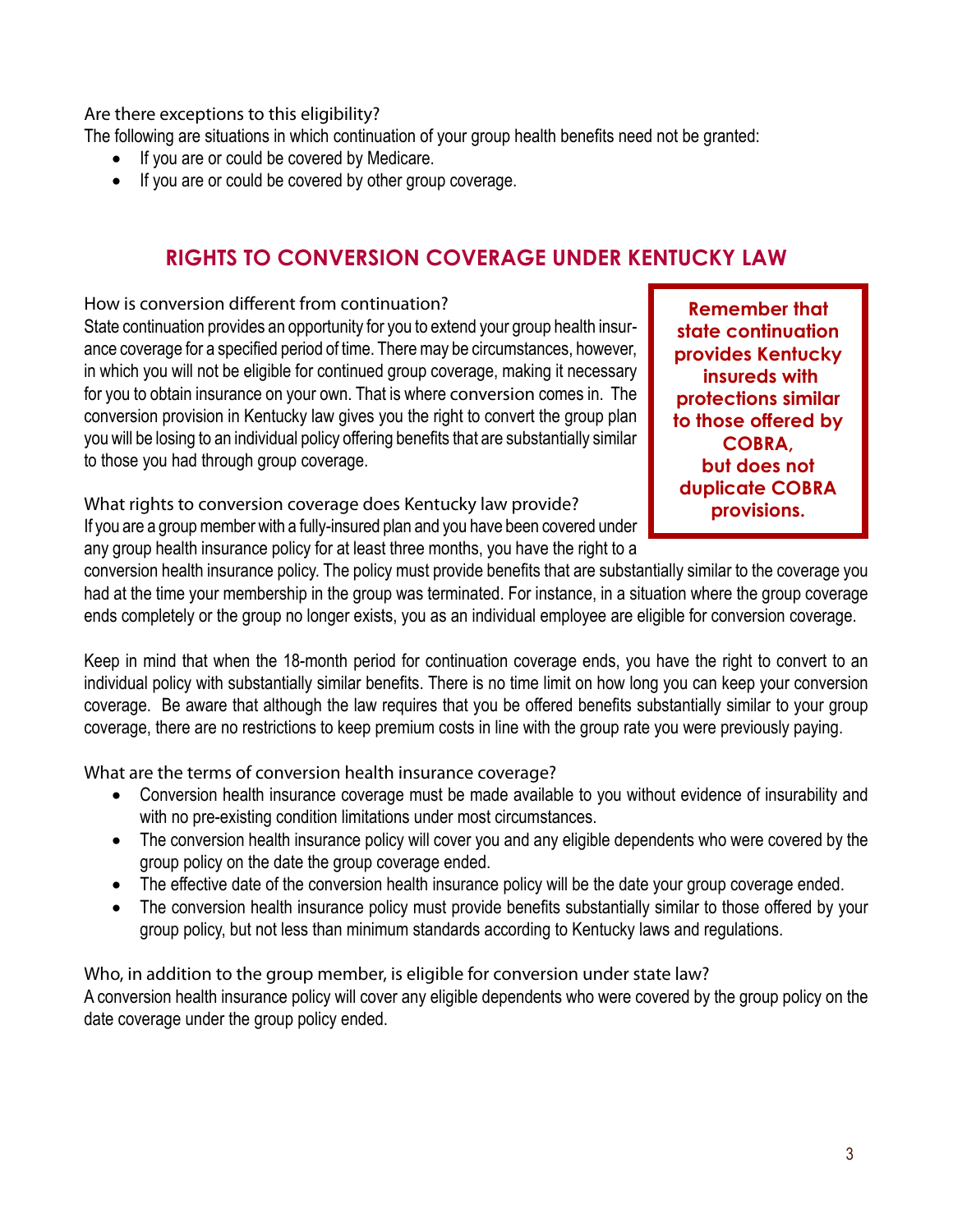### Are there exceptions to this eligibility?

The following are situations in which continuation of your group health benefits need not be granted:

- If you are or could be covered by Medicare.
- If you are or could be covered by other group coverage.

## RIGHTS TO CONVERSION COVERAGE UNDER KENTUCKY LAW

### How is conversion different from continuation?

State continuation provides an opportunity for you to extend your group health insurance coverage for a specified period of time. There may be circumstances, however, in which you will not be eligible for continued group coverage, making it necessary for you to obtain insurance on your own. That is where conversion comes in. The conversion provision in Kentucky law gives you the right to convert the group plan you will be losing to an individual policy offering benefits that are substantially similar to those you had through group coverage.

> **Remember that state continuation provides Kentucky insureds with protections similar to those offered by COBRA, but does not duplicate COBRA provisions.**

### What rights to conversion coverage does Kentucky law provide?

If you are a group member with a fully-insured plan and you have been covered under any group health insurance policy for at least three months, you have the right to a conversion health insurance policy. The policy must provide benefits that are substantially similar to the coverage you had at the time your membership in the group was terminated. For instance, in a situation where the group coverage ends completely or the group no longer exists, you as an individual employee are eligible for conversion coverage.

Keep in mind that when the 18-month period for continuation coverage ends, you have the right to convert to an individual policy with substantially similar benefits. There is no time limit on how long you can keep your conversion coverage. Be aware that although the law requires that you be offered benefits substantially similar to your group coverage, there are no restrictions to keep premium costs in line with the group rate you were previously paying.

### What are the terms of conversion health insurance coverage?

- Conversion health insurance coverage must be made available to you without evidence of insurability and with no pre-existing condition limitations under most circumstances.
- The conversion health insurance policy will cover you and any eligible dependents who were covered by the group policy on the date the group coverage ended.
- The effective date of the conversion health insurance policy will be the date your group coverage ended.
- The conversion health insurance policy must provide benefits substantially similar to those offered by your group policy, but not less than minimum standards according to Kentucky laws and regulations.

### Who, in addition to the group member, is eligible for conversion under state law?

A conversion health insurance policy will cover any eligible dependents who were covered by the group policy on the date coverage under the group policy ended.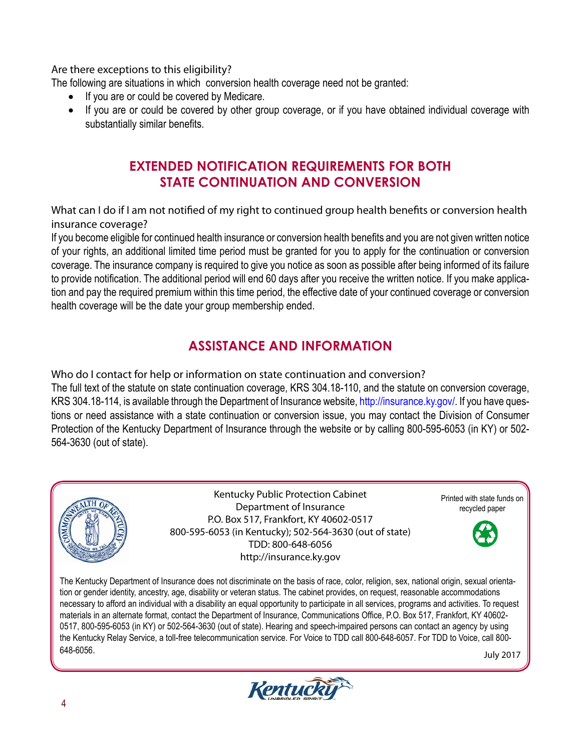Are there exceptions to this eligibility?

The following are situations in which conversion health coverage need not be granted:

- If you are or could be covered by Medicare.
- If you are or could be covered by other group coverage, or if you have obtained individual coverage with substantially similar benefits.

## EXTENDED NOTIFICATION REQUIREMENTS FOR BOTH STATE CONTINUATION AND CONVERSION

What can I do if I am not notified of my right to continued group health benefits or conversion health insurance coverage?

If you become eligible for continued health insurance or conversion health benefits and you are not given written notice of your rights, an additional limited time period must be granted for you to apply for the continuation or conversion coverage. The insurance company is required to give you notice as soon as possible after being informed of its failure to provide notification. The additional period will end 60 days after you receive the written notice. If you make application and pay the required premium within this time period, the effective date of your continued coverage or conversion health coverage will be the date your group membership ended.

## ASSISTANCE AND INFORMATION

Who do I contact for help or information on state continuation and conversion?

The full text of the statute on state continuation coverage, KRS 304.18-110, and the statute on conversion coverage, KRS 304.18-114, is available through the Department of Insurance website, http://insurance.ky.gov/. If you have questions or need assistance with a state continuation or conversion issue, you may contact the Division of Consumer Protection of the Kentucky Department of Insurance through the website or by calling 800-595-6053 (in KY) or 502-564-3630 (out of state).

Kentucky Public Protection Cabinet
Department of Insurance
P.O. Box 517, Frankfort, KY 40602-0517
800-595-6053 (in Kentucky); 502-564-3630 (out of state)
TDD: 800-648-6056
http://insurance.ky.gov

Printed with state funds on recycled paper

The Kentucky Department of Insurance does not discriminate on the basis of race, color, religion, sex, national origin, sexual orientation or gender identity, ancestry, age, disability or veteran status. The cabinet provides, on request, reasonable accommodations necessary to afford an individual with a disability an equal opportunity to participate in all services, programs and activities. To request materials in an alternate format, contact the Department of Insurance, Communications Office, P.O. Box 517, Frankfort, KY 40602-0517, 800-595-6053 (in KY) or 502-564-3630 (out of state). Hearing and speech-impaired persons can contact an agency by using the Kentucky Relay Service, a toll-free telecommunication service. For Voice to TDD call 800-648-6057. For TDD to Voice, call 800-648-6056.

July 2017